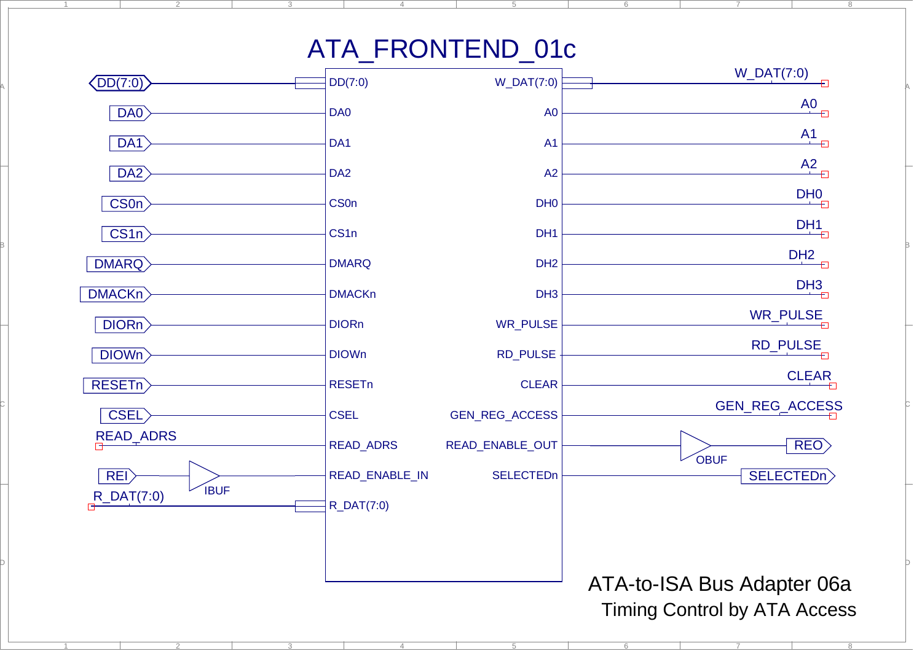# ATA_FRONTEND_01c

| Input signal | Block pin | Block pin | Output signal |
|---|---|---|---|
| DD(7:0) | DD(7:0) | W_DAT(7:0) | W_DAT(7:0) |
| DA0 | DA0 | A0 | A0 |
| DA1 | DA1 | A1 | A1 |
| DA2 | DA2 | A2 | A2 |
| CS0n | CS0n | DH0 | DH0 |
| CS1n | CS1n | DH1 | DH1 |
| DMARQ | DMARQ | DH2 | DH2 |
| DMACKn | DMACKn | DH3 | DH3 |
| DIORn | DIORn | WR_PULSE | WR_PULSE |
| DIOWn | DIOWn | RD_PULSE | RD_PULSE |
| RESETn | RESETn | CLEAR | CLEAR |
| CSEL | CSEL | GEN_REG_ACCESS | GEN_REG_ACCESS |
| READ_ADRS | READ_ADRS | READ_ENABLE_OUT | OBUF → REO |
| REI → IBUF | READ_ENABLE_IN | SELECTEDn | SELECTEDn |
| R_DAT(7:0) | R_DAT(7:0) | | |

ATA-to-ISA Bus Adapter 06a

Timing Control by ATA Access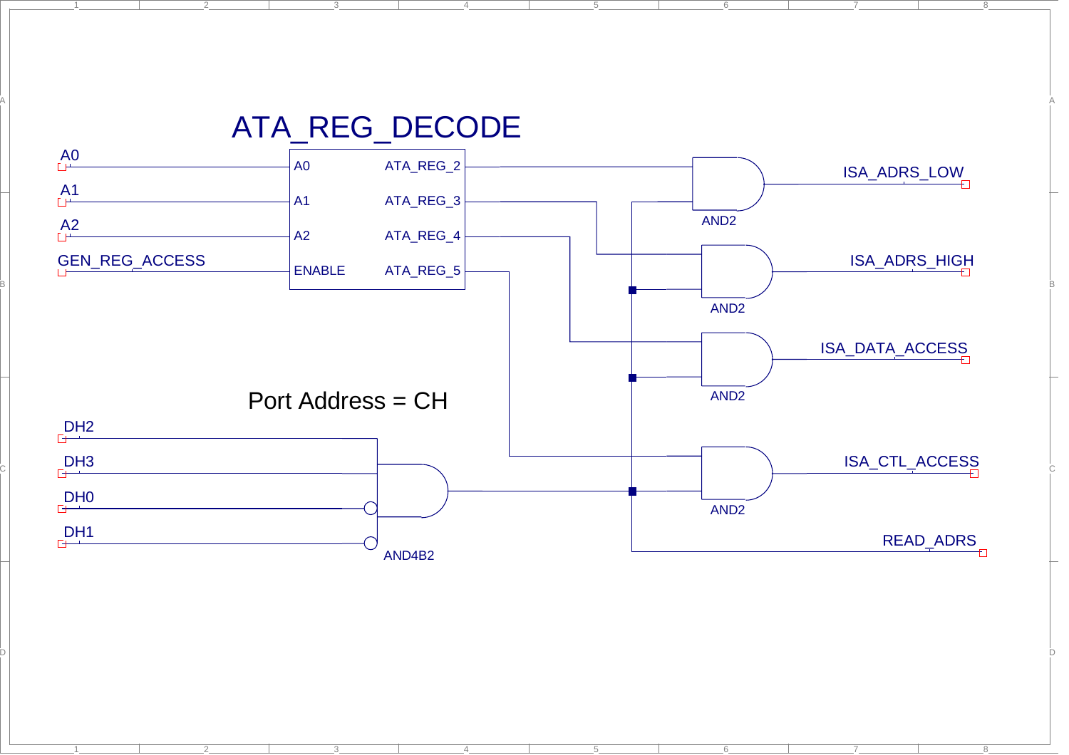# ATA_REG_DECODE

A0

A1

A2

GEN_REG_ACCESS

| Input | Output |
| --- | --- |
| A0 | ATA_REG_2 |
| A1 | ATA_REG_3 |
| A2 | ATA_REG_4 |
| ENABLE | ATA_REG_5 |

AND2

ISA_ADRS_LOW

AND2

ISA_ADRS_HIGH

AND2

ISA_DATA_ACCESS

AND2

ISA_CTL_ACCESS

READ_ADRS

Port Address = CH

DH2

DH3

DH0

DH1

AND4B2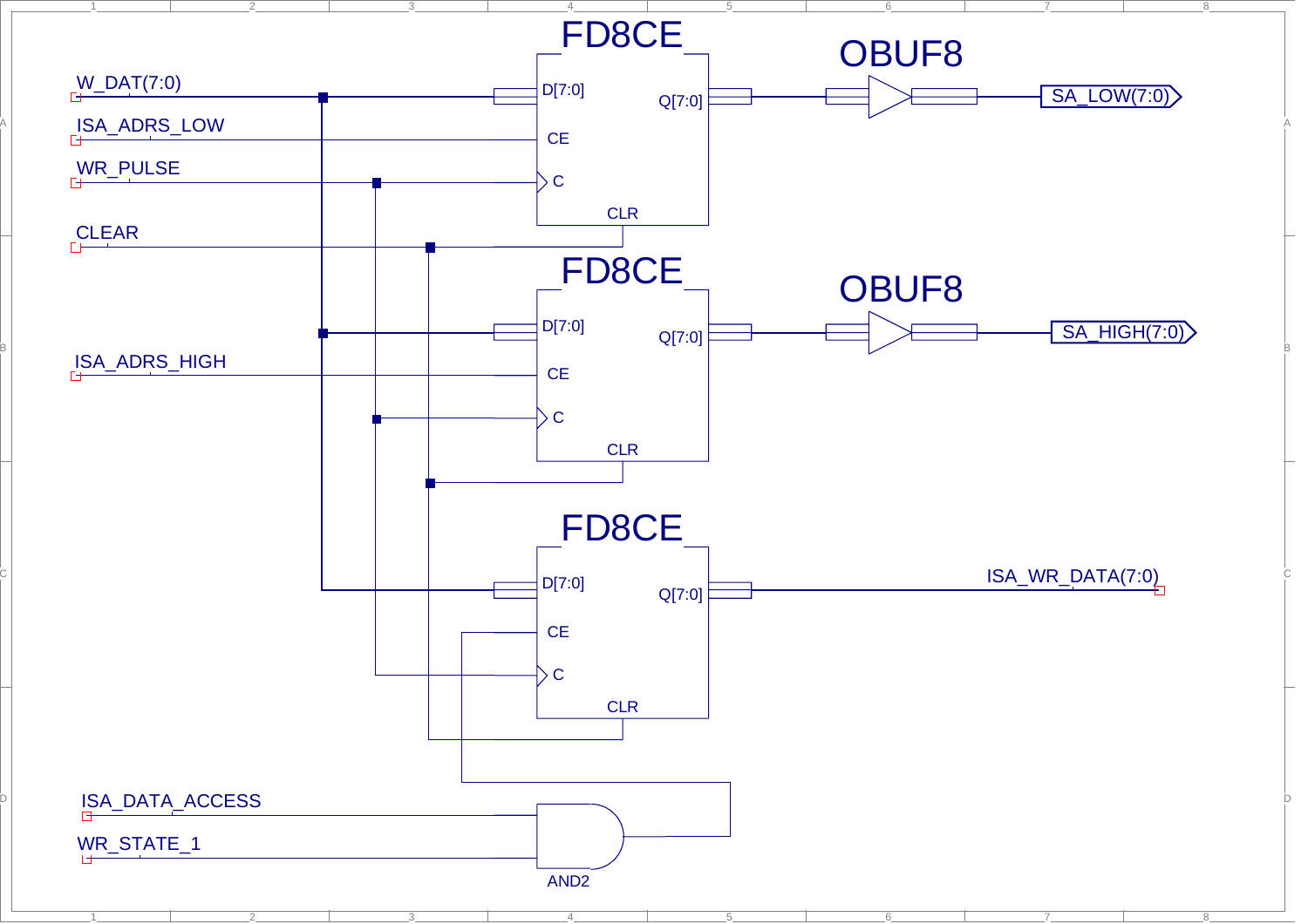FD8CE

W_DAT(7:0)

ISA_ADRS_LOW

WR_PULSE

CLEAR

D[7:0]

CE

C

CLR

Q[7:0]

OBUF8

SA_LOW(7:0)

FD8CE

D[7:0]

CE

C

CLR

Q[7:0]

OBUF8

SA_HIGH(7:0)

ISA_ADRS_HIGH

FD8CE

D[7:0]

CE

C

CLR

Q[7:0]

ISA_WR_DATA(7:0)

ISA_DATA_ACCESS

WR_STATE_1

AND2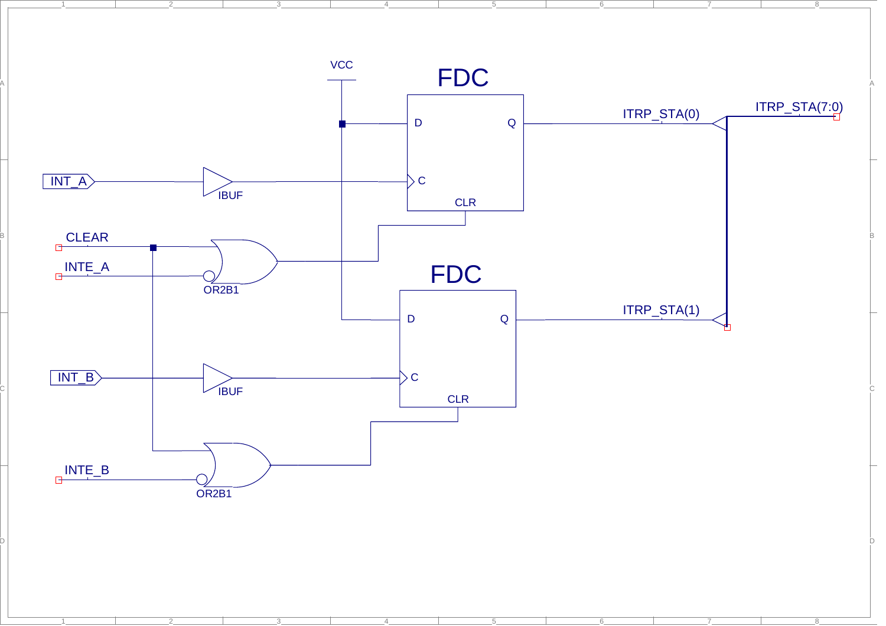VCC

FDC

D Q

C

CLR

ITRP_STA(0)

ITRP_STA(7:0)

INT_A

IBUF

CLEAR

INTE_A

OR2B1

FDC

D Q

ITRP_STA(1)

INT_B

IBUF

C

CLR

INTE_B

OR2B1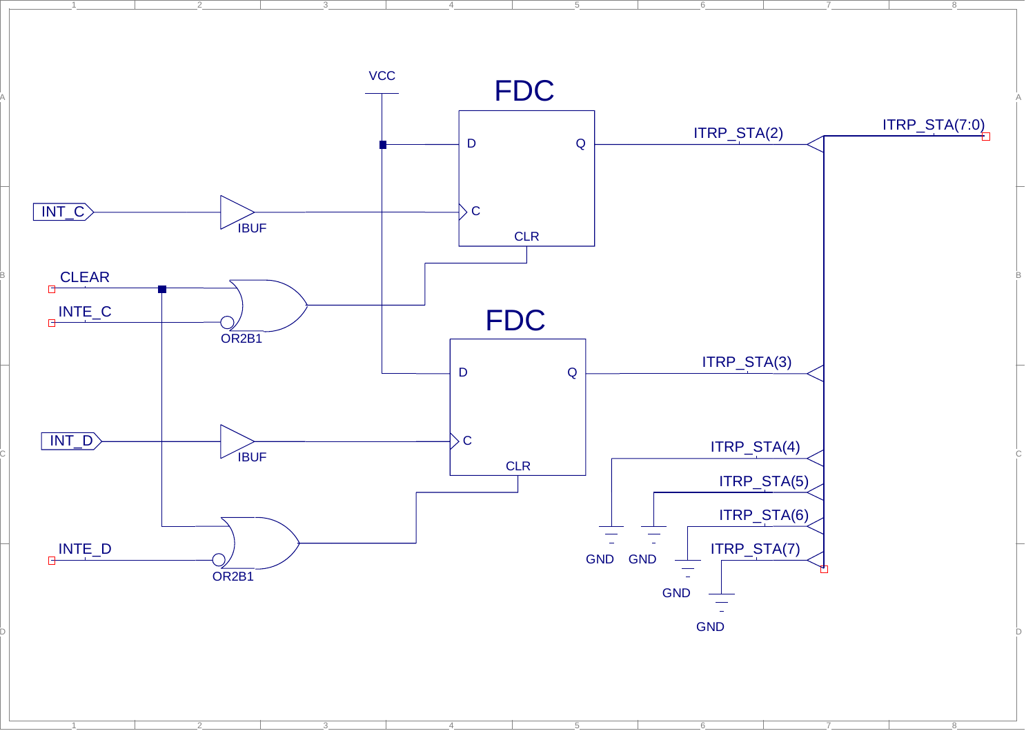VCC

FDC

D Q

ITRP_STA(2)

ITRP_STA(7:0)

INT_C

IBUF

C

CLR

CLEAR

INTE_C

OR2B1

FDC

D Q

ITRP_STA(3)

INT_D

IBUF

C

CLR

ITRP_STA(4)

ITRP_STA(5)

ITRP_STA(6)

INTE_D

OR2B1

ITRP_STA(7)

GND GND

GND

GND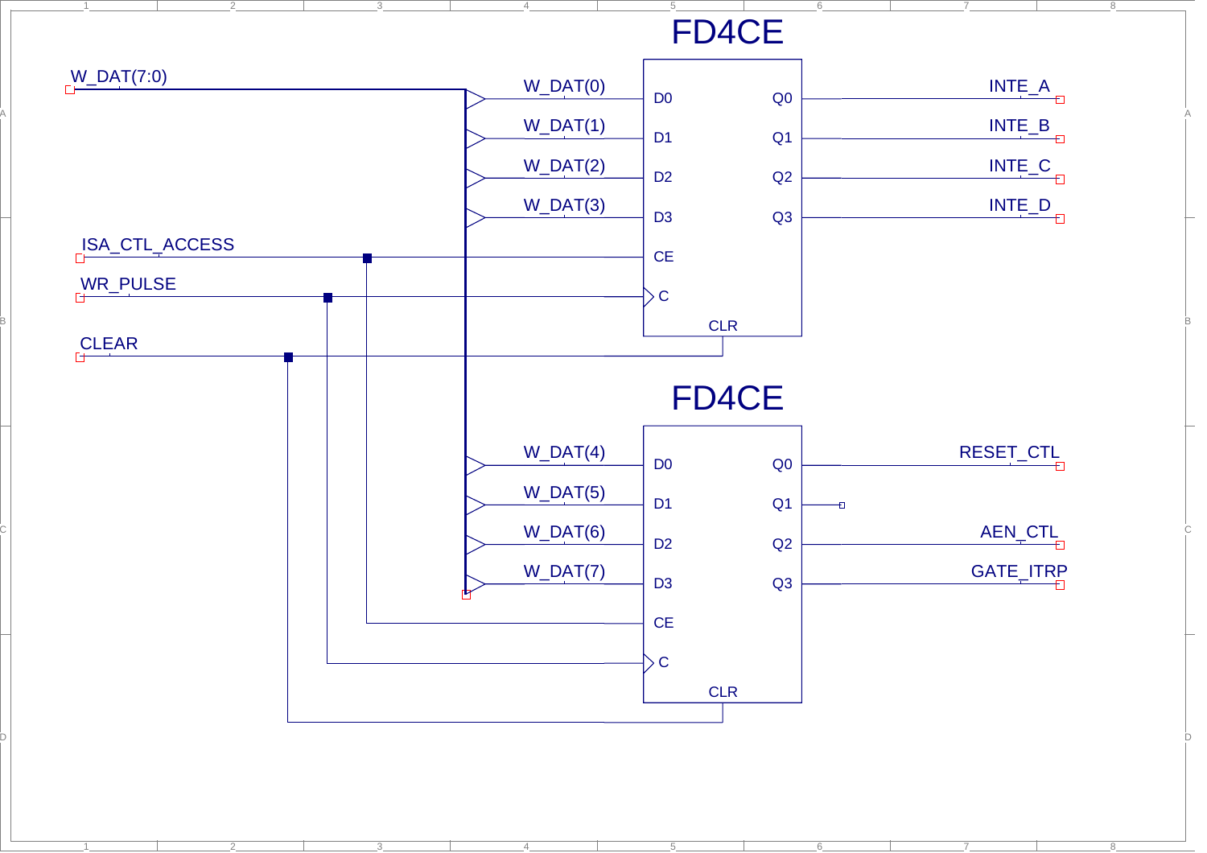FD4CE

W_DAT(7:0)

W_DAT(0) D0 Q0 INTE_A

W_DAT(1) D1 Q1 INTE_B

W_DAT(2) D2 Q2 INTE_C

W_DAT(3) D3 Q3 INTE_D

ISA_CTL_ACCESS CE

WR_PULSE C

CLEAR CLR

FD4CE

W_DAT(4) D0 Q0 RESET_CTL

W_DAT(5) D1 Q1

W_DAT(6) D2 Q2 AEN_CTL

W_DAT(7) D3 Q3 GATE_ITRP

CE

C

CLR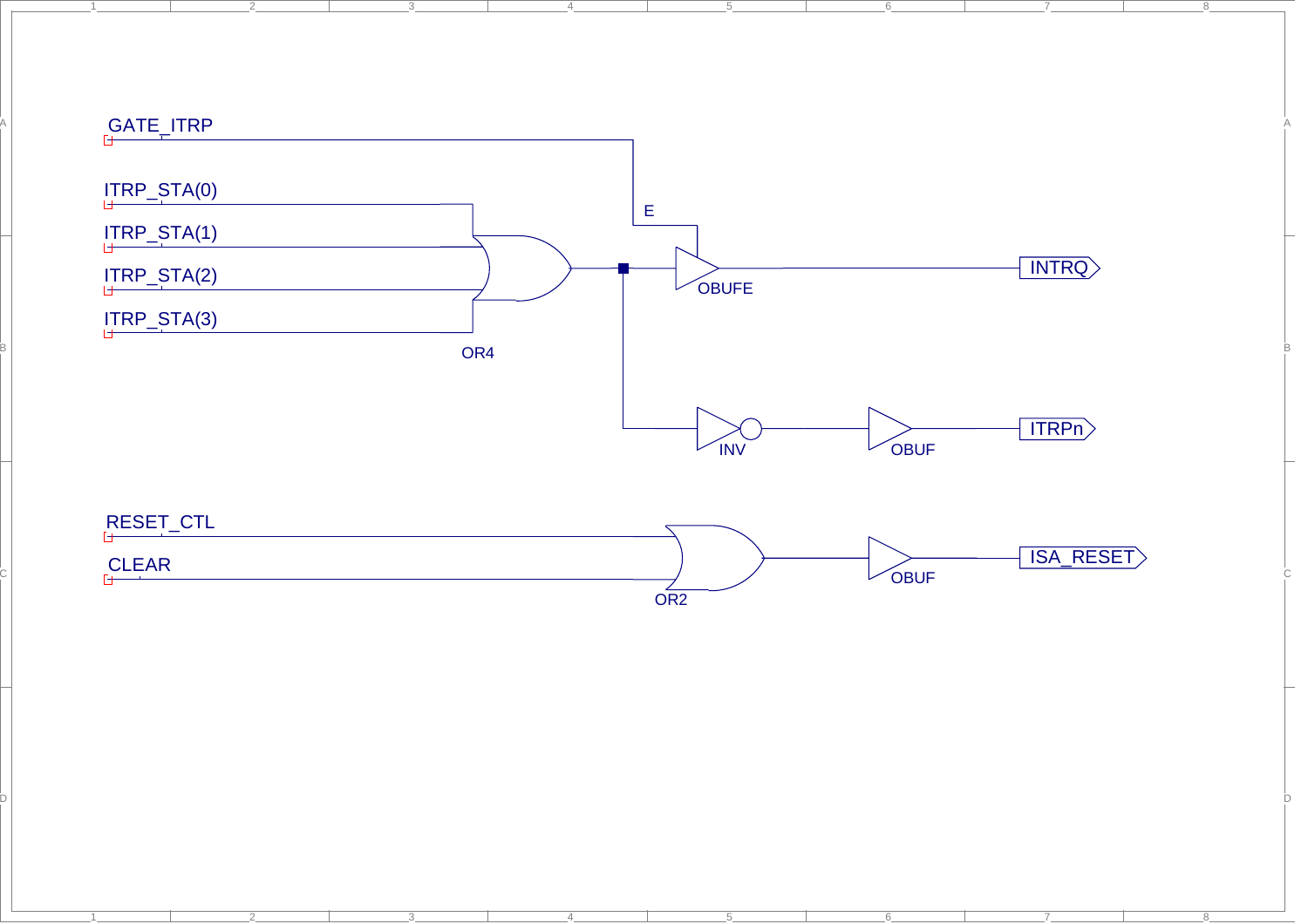GATE_ITRP

ITRP_STA(0)

ITRP_STA(1)

ITRP_STA(2)

ITRP_STA(3)

OR4

E

OBUFE

INTRQ

INV

OBUF

ITRPn

RESET_CTL

CLEAR

OR2

OBUF

ISA_RESET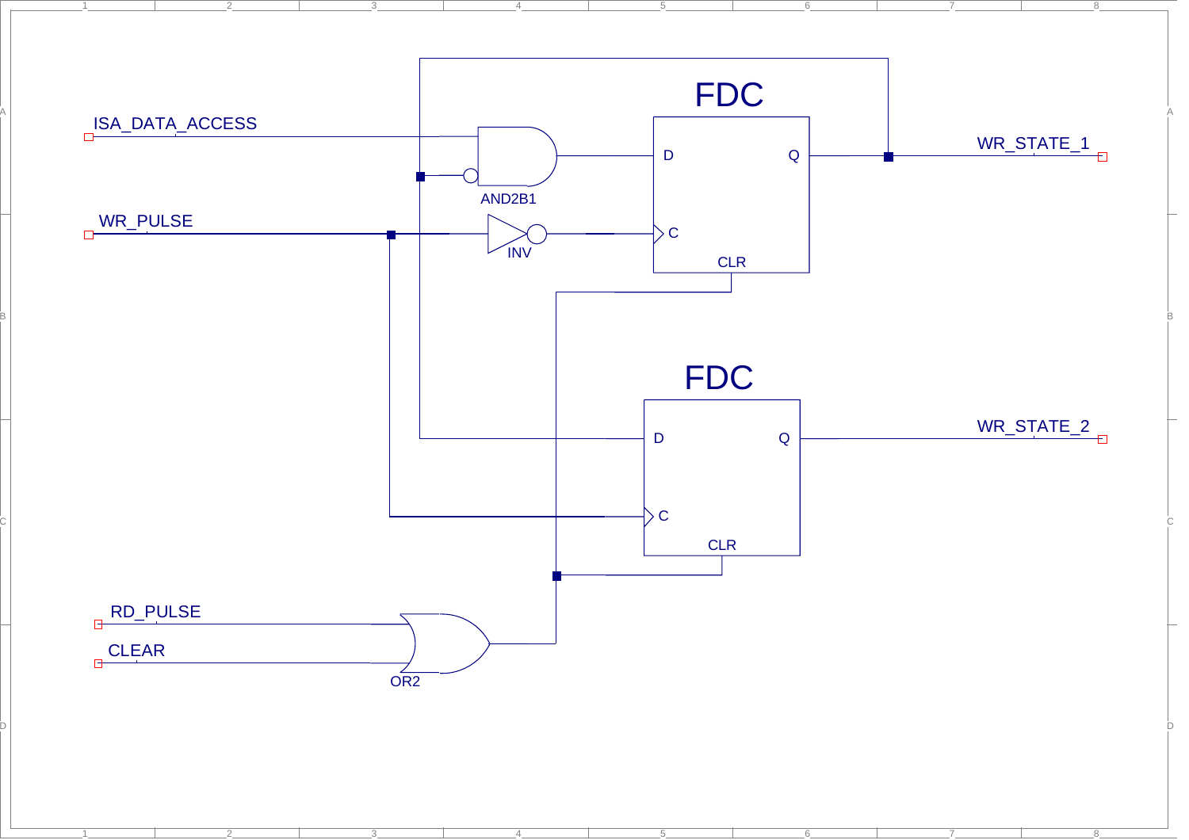ISA_DATA_ACCESS

WR_PULSE

AND2B1

INV

FDC

D

Q

C

CLR

WR_STATE_1

FDC

D

Q

C

CLR

WR_STATE_2

RD_PULSE

CLEAR

OR2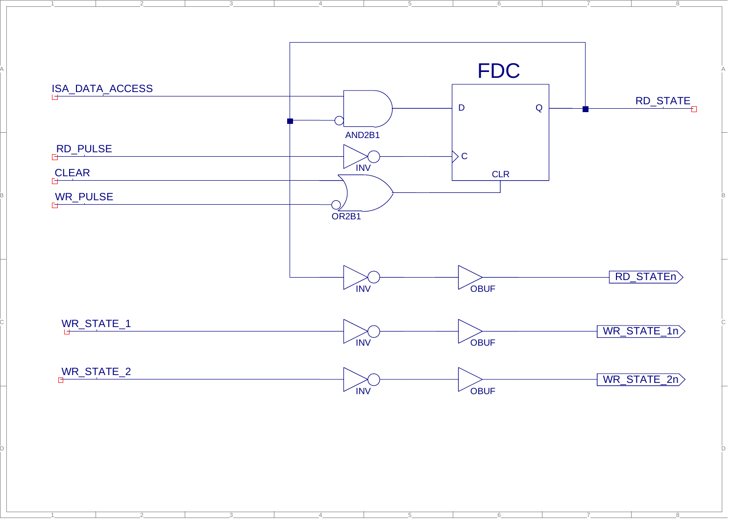FDC

ISA_DATA_ACCESS

D

Q

RD_STATE

AND2B1

RD_PULSE

INV

C

CLEAR

CLR

WR_PULSE

OR2B1

INV

OBUF

RD_STATEn

WR_STATE_1

INV

OBUF

WR_STATE_1n

WR_STATE_2

INV

OBUF

WR_STATE_2n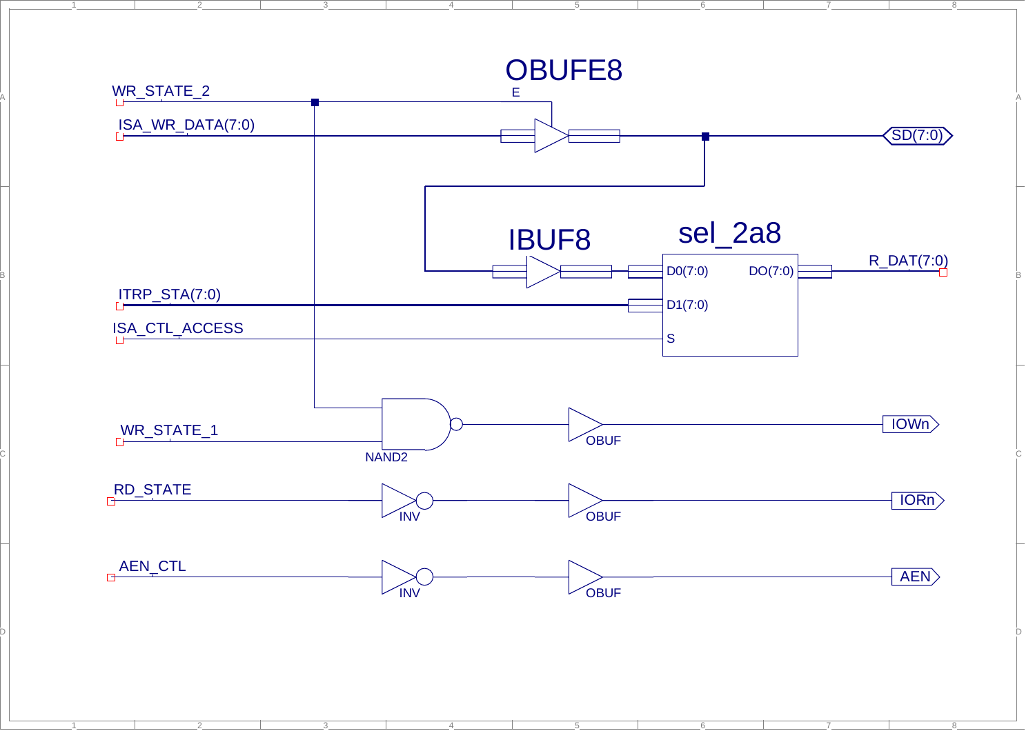OBUFE8

E

WR_STATE_2

ISA_WR_DATA(7:0)

SD(7:0)

IBUF8

sel_2a8

D0(7:0)

DO(7:0)

R_DAT(7:0)

ITRP_STA(7:0)

D1(7:0)

ISA_CTL_ACCESS

S

WR_STATE_1

NAND2

OBUF

IOWn

RD_STATE

INV

OBUF

IORn

AEN_CTL

INV

OBUF

AEN